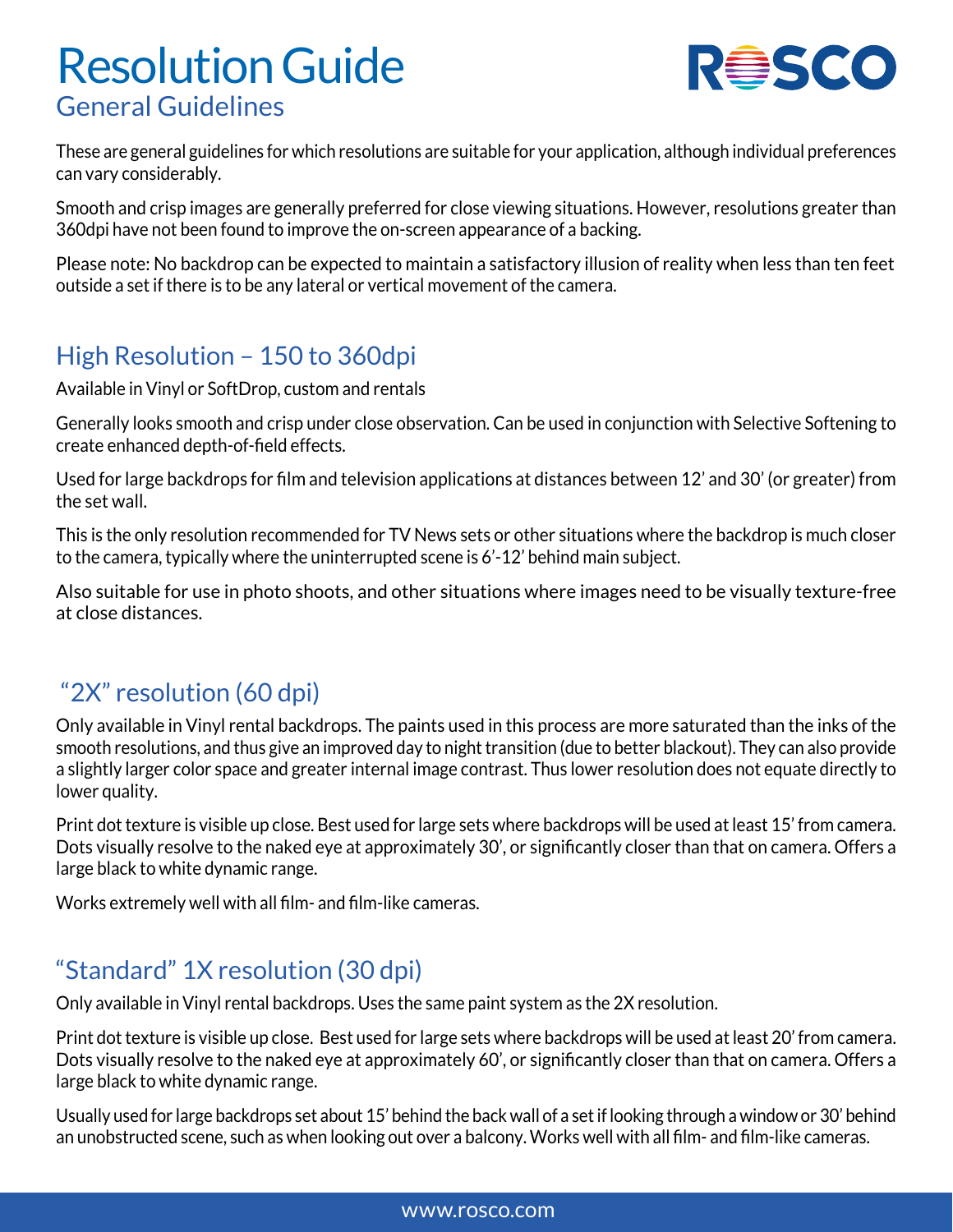# Resolution Guide

## General Guidelines

These are general guidelines for which resolutions are suitable for your application, although individual preferences can vary considerably.

Smooth and crisp images are generally preferred for close viewing situations. However, resolutions greater than 360dpi have not been found to improve the on-screen appearance of a backing.

Please note: No backdrop can be expected to maintain a satisfactory illusion of reality when less than ten feet outside a set if there is to be any lateral or vertical movement of the camera.

## High Resolution – 150 to 360dpi

Available in Vinyl or SoftDrop, custom and rentals

Generally looks smooth and crisp under close observation. Can be used in conjunction with Selective Softening to create enhanced depth-of-field effects.

Used for large backdrops for film and television applications at distances between 12' and 30' (or greater) from the set wall.

This is the only resolution recommended for TV News sets or other situations where the backdrop is much closer to the camera, typically where the uninterrupted scene is 6'-12' behind main subject.

Also suitable for use in photo shoots, and other situations where images need to be visually texture-free at close distances.

## "2X" resolution (60 dpi)

Only available in Vinyl rental backdrops. The paints used in this process are more saturated than the inks of the smooth resolutions, and thus give an improved day to night transition (due to better blackout). They can also provide a slightly larger color space and greater internal image contrast. Thus lower resolution does not equate directly to lower quality.

Print dot texture is visible up close. Best used for large sets where backdrops will be used at least 15' from camera. Dots visually resolve to the naked eye at approximately 30', or significantly closer than that on camera. Offers a large black to white dynamic range.

Works extremely well with all film- and film-like cameras.

## "Standard" 1X resolution (30 dpi)

Only available in Vinyl rental backdrops. Uses the same paint system as the 2X resolution.

Print dot texture is visible up close. Best used for large sets where backdrops will be used at least 20' from camera. Dots visually resolve to the naked eye at approximately 60', or significantly closer than that on camera. Offers a large black to white dynamic range.

Usually used for large backdrops set about 15' behind the back wall of a set if looking through a window or 30' behind an unobstructed scene, such as when looking out over a balcony. Works well with all film- and film-like cameras.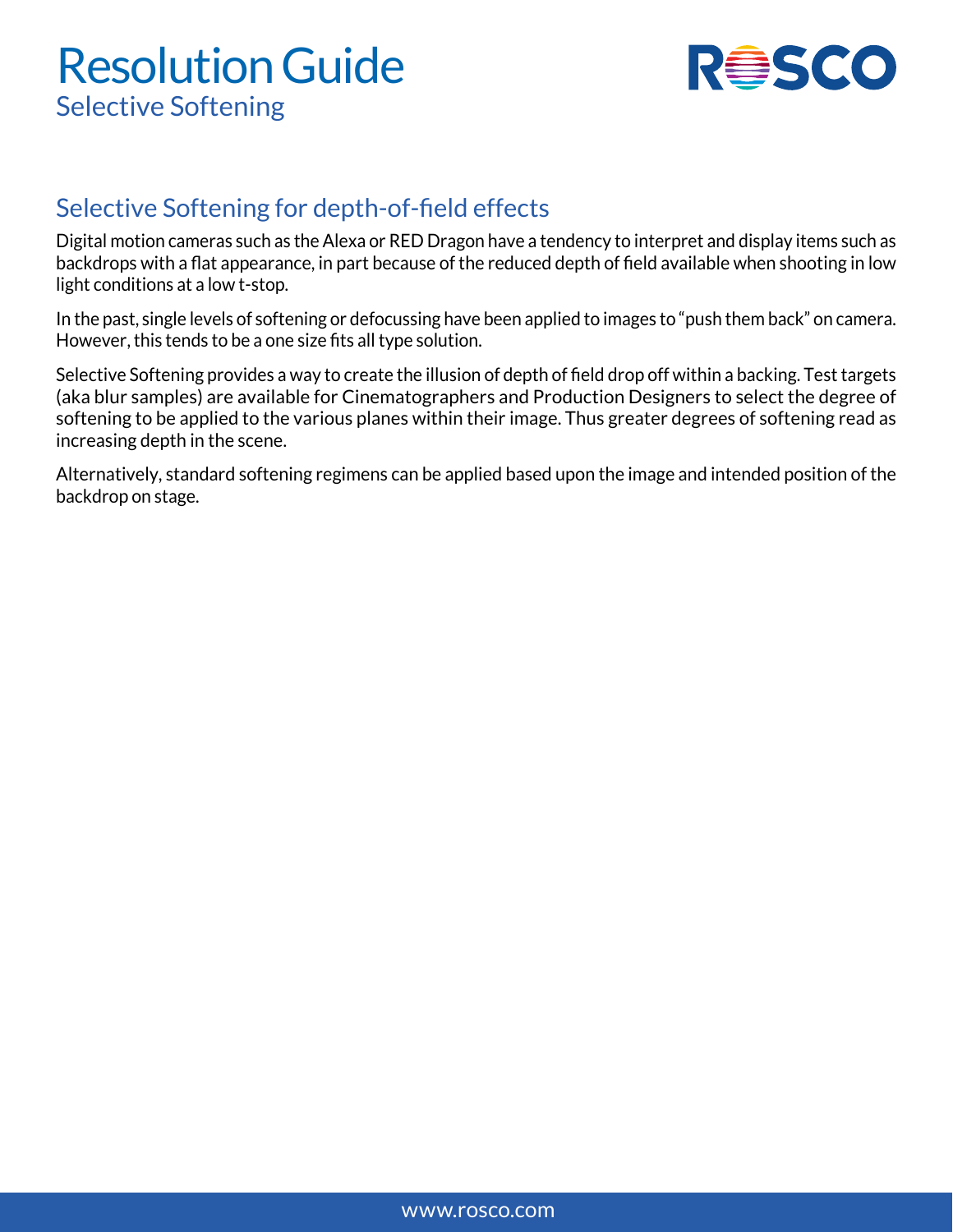# Resolution Guide

Selective Softening

## Selective Softening for depth-of-field effects

Digital motion cameras such as the Alexa or RED Dragon have a tendency to interpret and display items such as backdrops with a flat appearance, in part because of the reduced depth of field available when shooting in low light conditions at a low t-stop.

In the past, single levels of softening or defocussing have been applied to images to "push them back" on camera. However, this tends to be a one size fits all type solution.

Selective Softening provides a way to create the illusion of depth of field drop off within a backing. Test targets (aka blur samples) are available for Cinematographers and Production Designers to select the degree of softening to be applied to the various planes within their image. Thus greater degrees of softening read as increasing depth in the scene.

Alternatively, standard softening regimens can be applied based upon the image and intended position of the backdrop on stage.